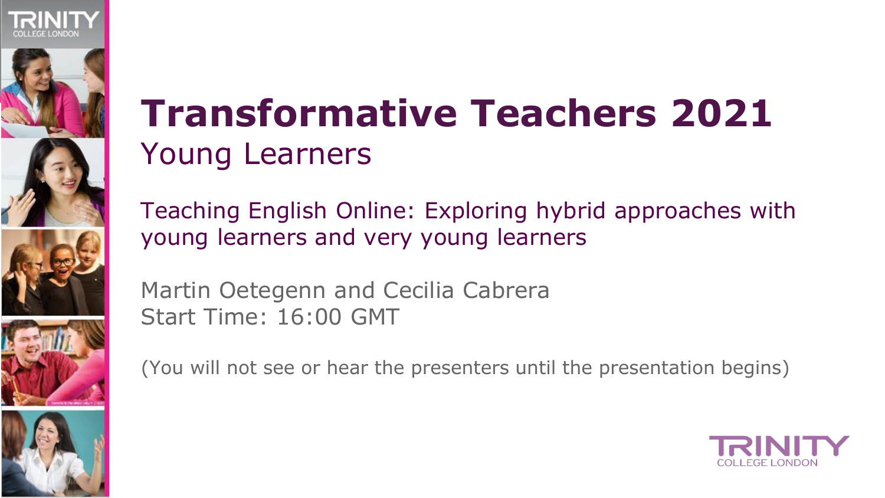# Transformative Teachers 2021

## Young Learners

Teaching English Online: Exploring hybrid approaches with young learners and very young learners

Martin Oetegenn and Cecilia Cabrera

Start Time: 16:00 GMT

(You will not see or hear the presenters until the presentation begins)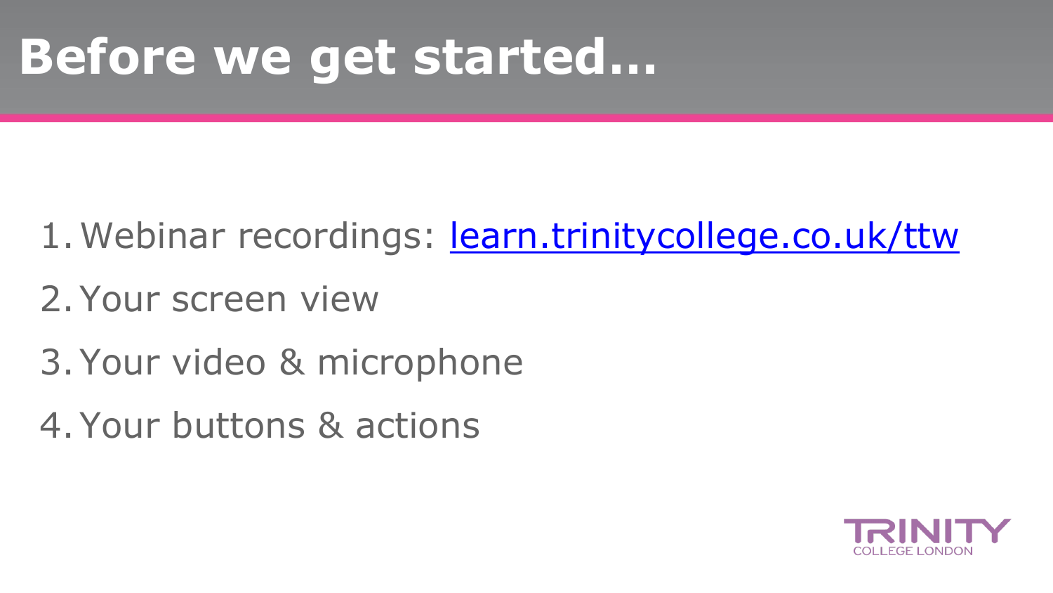# Before we get started…

1. Webinar recordings: [learn.trinitycollege.co.uk/ttw](learn.trinitycollege.co.uk/ttw)
2. Your screen view
3. Your video & microphone
4. Your buttons & actions

TRINITY COLLEGE LONDON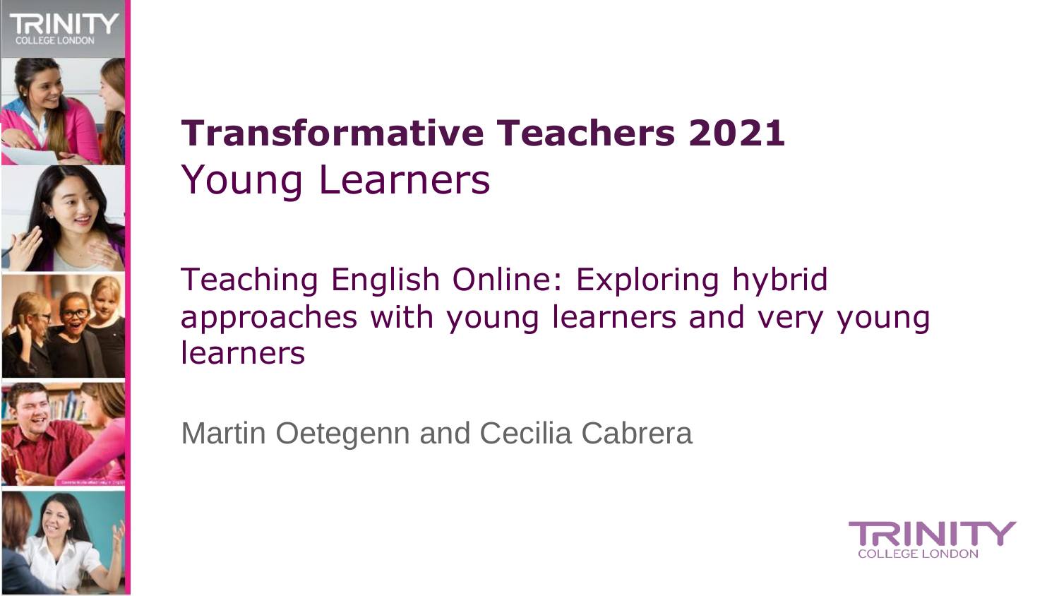# Transformative Teachers 2021

## Young Learners

Teaching English Online: Exploring hybrid approaches with young learners and very young learners

Martin Oetegenn and Cecilia Cabrera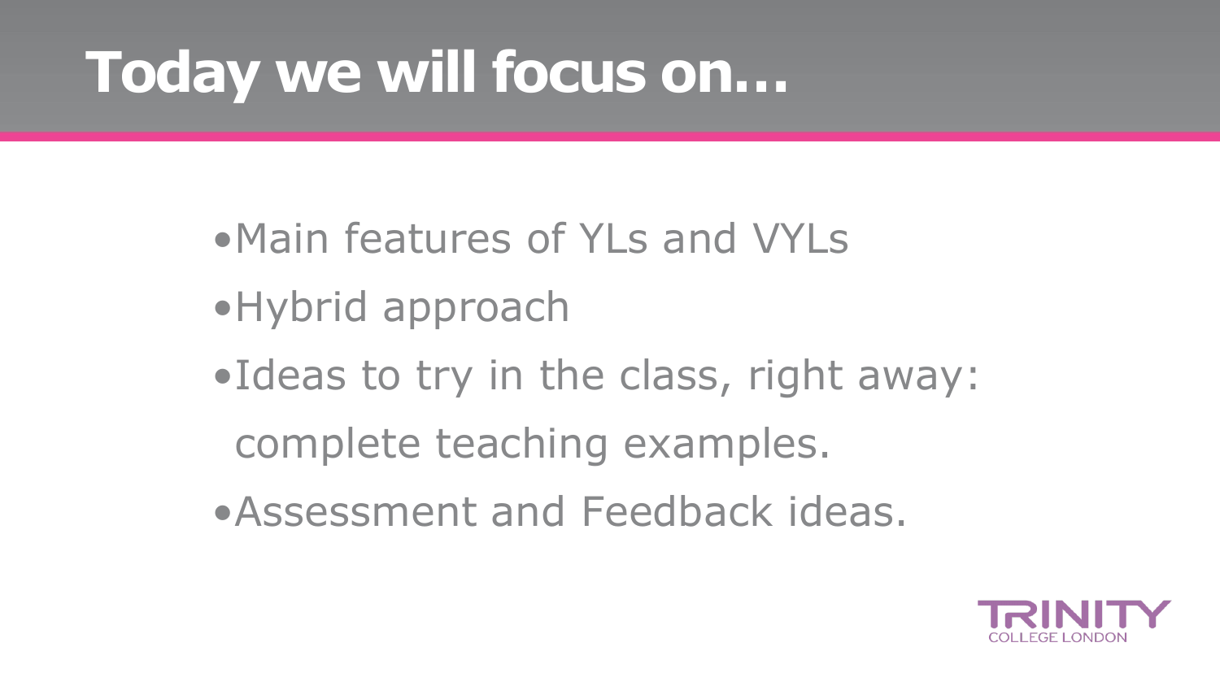# Today we will focus on…

- Main features of YLs and VYLs
- Hybrid approach
- Ideas to try in the class, right away: complete teaching examples.
- Assessment and Feedback ideas.

TRINITY COLLEGE LONDON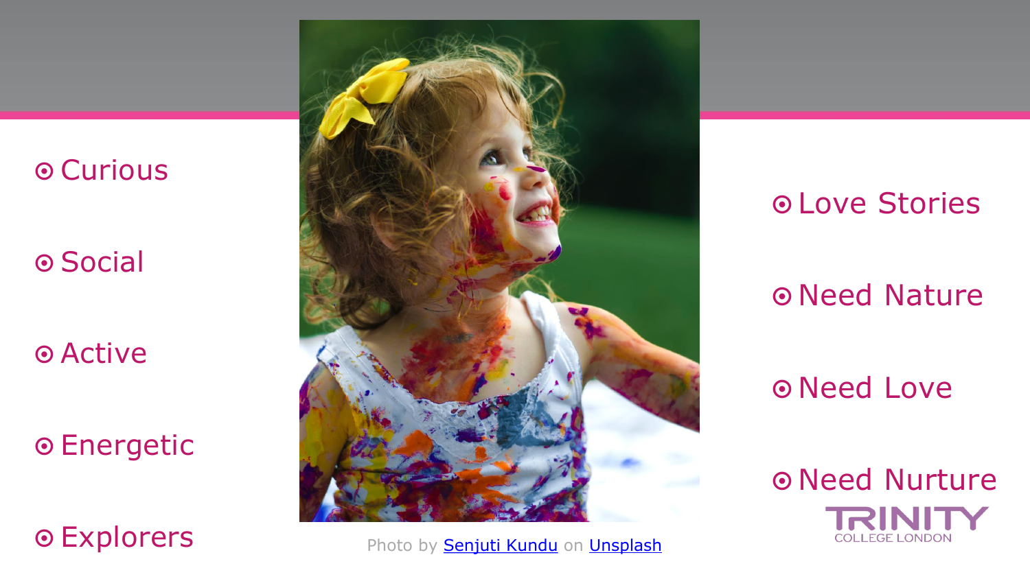- Curious
- Social
- Active
- Energetic
- Explorers

Photo by Senjuti Kundu on Unsplash

- Love Stories
- Need Nature
- Need Love
- Need Nurture

TRINITY COLLEGE LONDON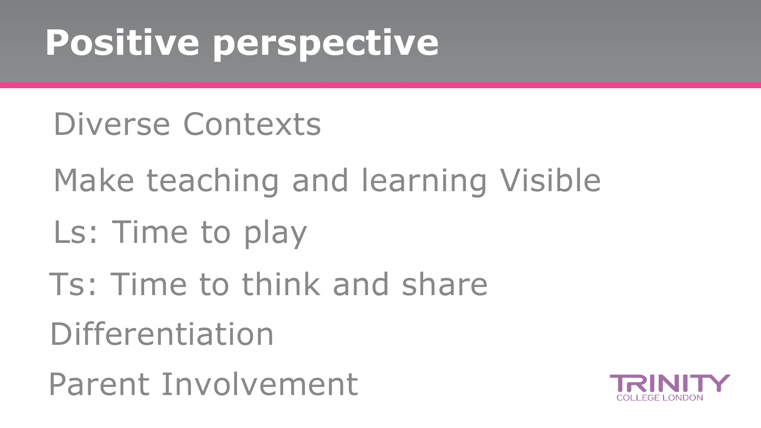# Positive perspective

Diverse Contexts

Make teaching and learning Visible

Ls: Time to play

Ts: Time to think and share

Differentiation

Parent Involvement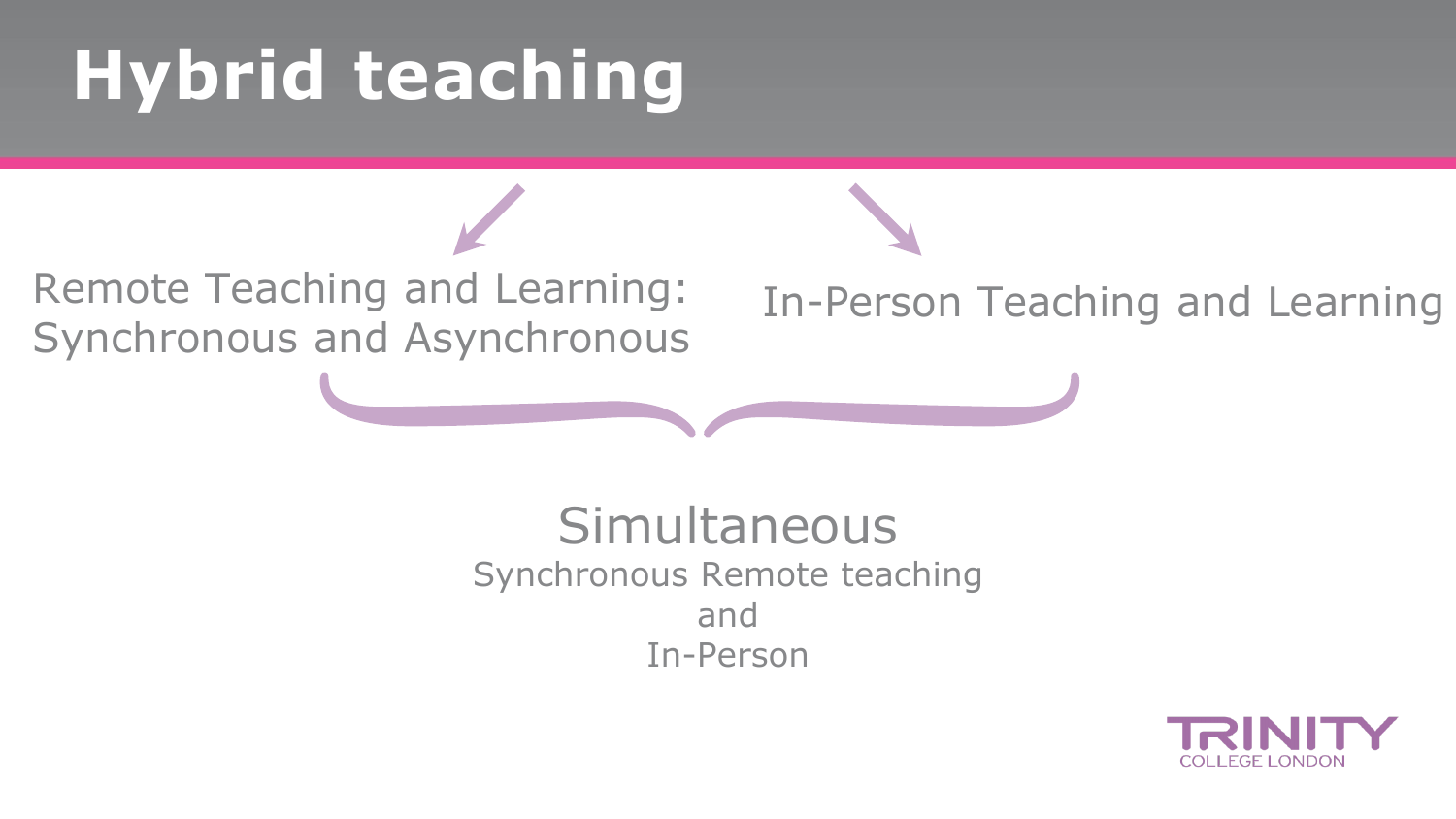# Hybrid teaching

Remote Teaching and Learning: Synchronous and Asynchronous

In-Person Teaching and Learning

Simultaneous

Synchronous Remote teaching

and

In-Person

TRINITY COLLEGE LONDON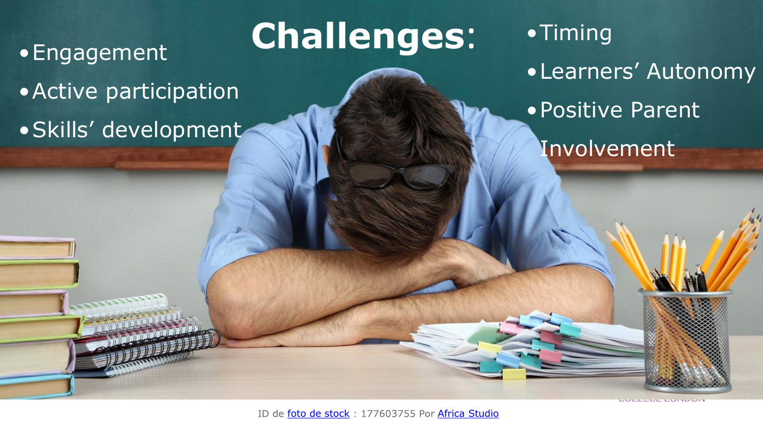# Challenges:

- Engagement
- Active participation
- Skills' development
- Timing
- Learners' Autonomy
- Positive Parent Involvement

ID de foto de stock : 177603755 Por Africa Studio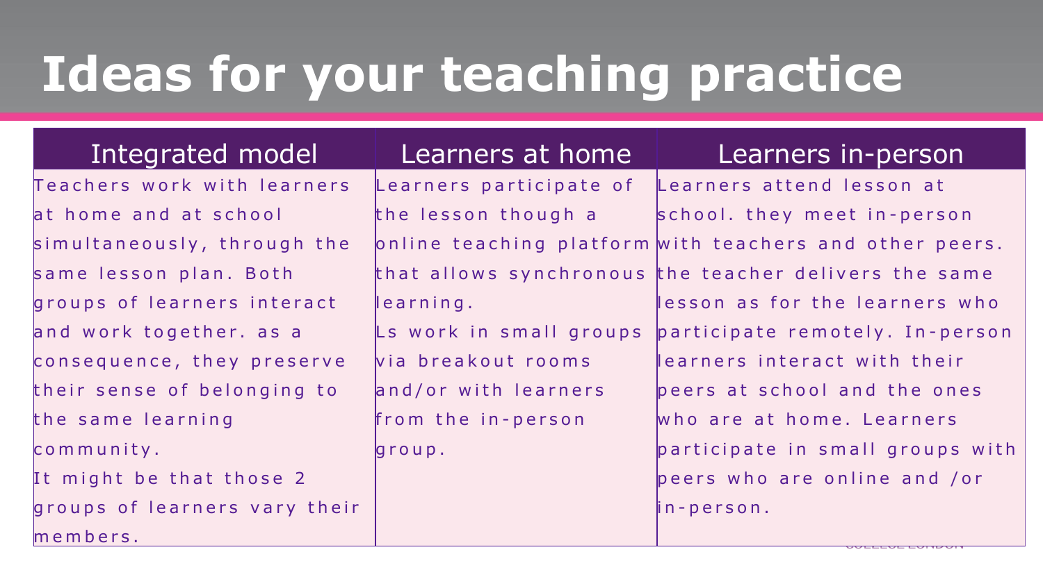# Ideas for your teaching practice

| Integrated model | Learners at home | Learners in-person |
|---|---|---|
| Teachers work with learners at home and at school simultaneously, through the same lesson plan. Both groups of learners interact and work together. as a consequence, they preserve their sense of belonging to the same learning community. It might be that those 2 groups of learners vary their members. | Learners participate of the lesson though a online teaching platform that allows synchronous learning. Ls work in small groups via breakout rooms and/or with learners from the in-person group. | Learners attend lesson at school. they meet in-person with teachers and other peers. the teacher delivers the same lesson as for the learners who participate remotely. In-person learners interact with their peers at school and the ones who are at home. Learners participate in small groups with peers who are online and /or in-person. |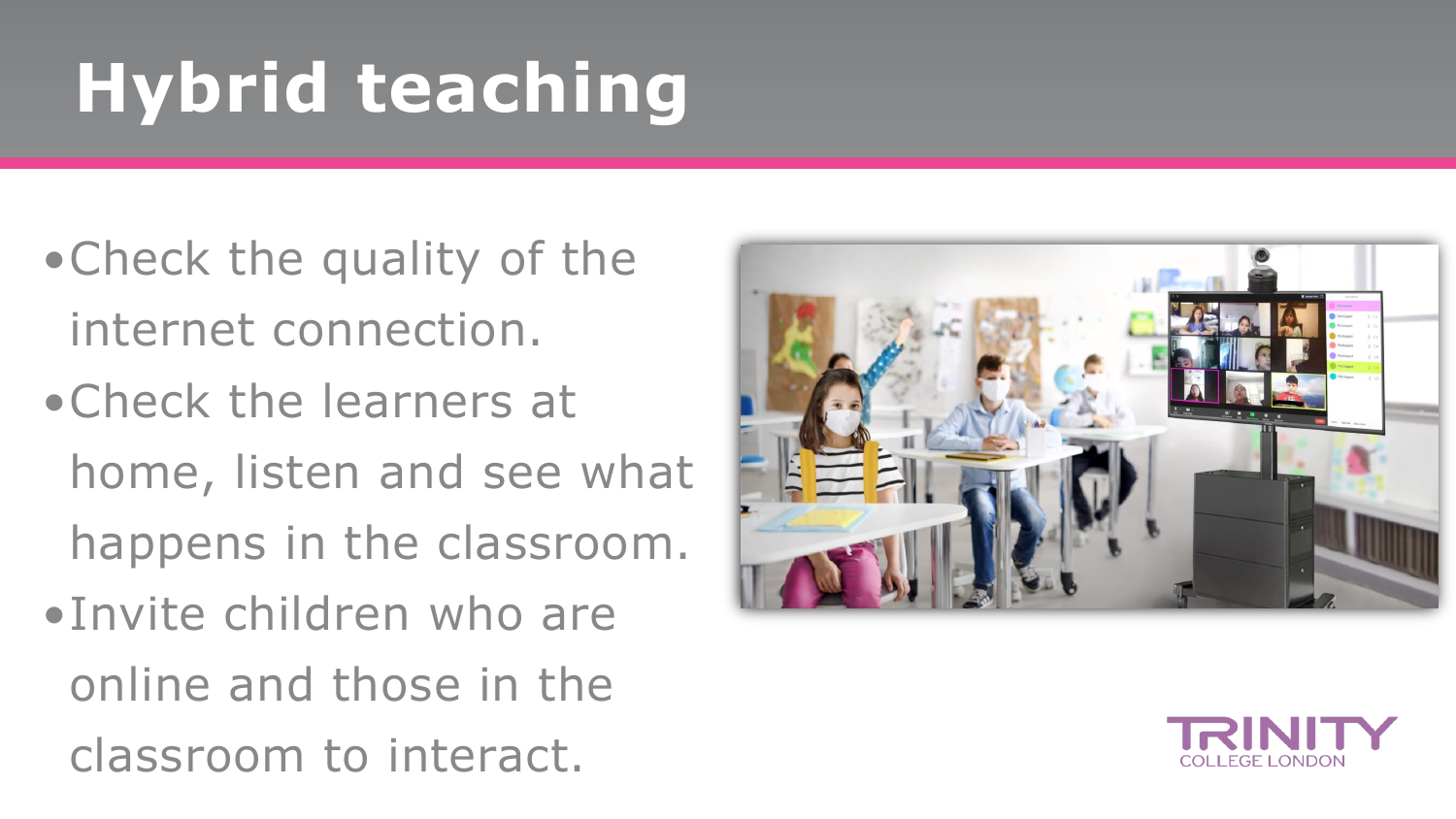# Hybrid teaching

- Check the quality of the internet connection.
- Check the learners at home, listen and see what happens in the classroom.
- Invite children who are online and those in the classroom to interact.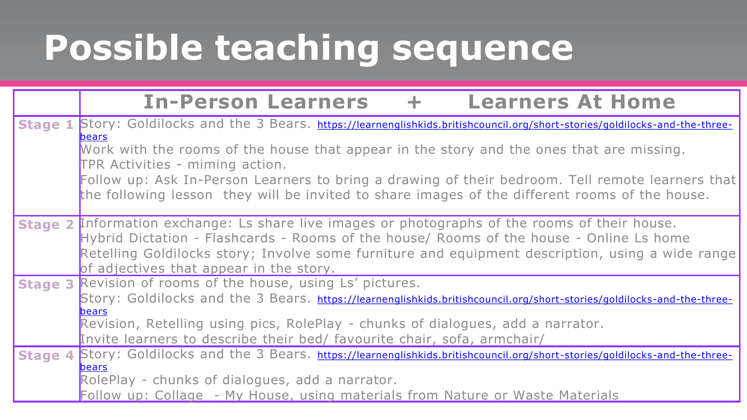# Possible teaching sequence

| | In-Person Learners + Learners At Home |
|---|---|
| **Stage 1** | Story: Goldilocks and the 3 Bears. https://learnenglishkids.britishcouncil.org/short-stories/goldilocks-and-the-three-bears<br>Work with the rooms of the house that appear in the story and the ones that are missing.<br>TPR Activities - miming action.<br>Follow up: Ask In-Person Learners to bring a drawing of their bedroom. Tell remote learners that the following lesson they will be invited to share images of the different rooms of the house. |
| **Stage 2** | Information exchange: Ls share live images or photographs of the rooms of their house.<br>Hybrid Dictation - Flashcards - Rooms of the house/ Rooms of the house - Online Ls home<br>Retelling Goldilocks story; Involve some furniture and equipment description, using a wide range of adjectives that appear in the story. |
| **Stage 3** | Revision of rooms of the house, using Ls' pictures.<br>Story: Goldilocks and the 3 Bears. https://learnenglishkids.britishcouncil.org/short-stories/goldilocks-and-the-three-bears<br>Revision, Retelling using pics, RolePlay - chunks of dialogues, add a narrator.<br>Invite learners to describe their bed/ favourite chair, sofa, armchair/ |
| **Stage 4** | Story: Goldilocks and the 3 Bears. https://learnenglishkids.britishcouncil.org/short-stories/goldilocks-and-the-three-bears<br>RolePlay - chunks of dialogues, add a narrator.<br>Follow up: Collage - My House, using materials from Nature or Waste Materials |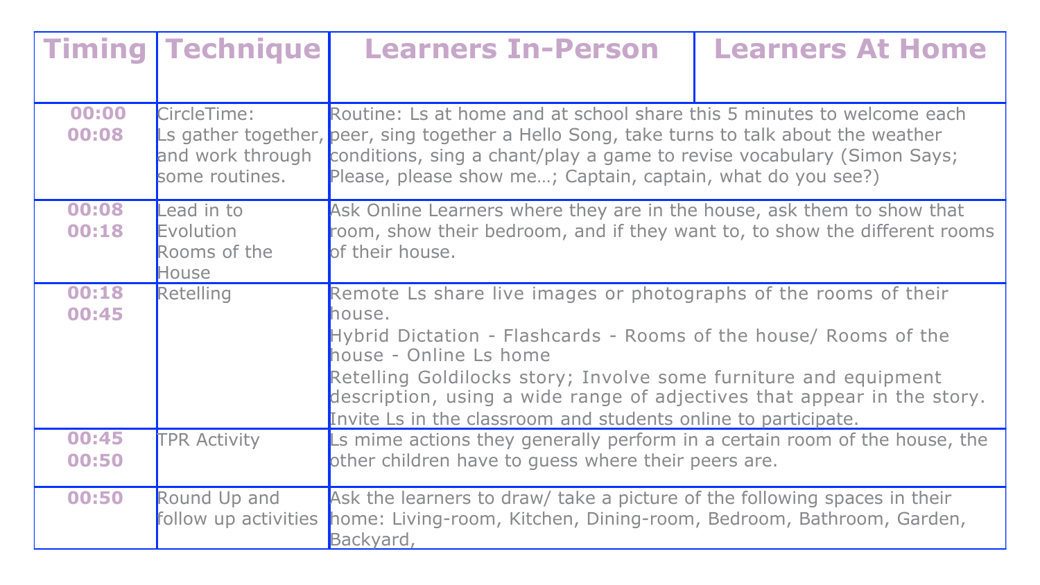| Timing | Technique | Learners In-Person | Learners At Home |
|---|---|---|---|
| 00:00 00:08 | CircleTime: Ls gather together, and work through some routines. | Routine: Ls at home and at school share this 5 minutes to welcome each peer, sing together a Hello Song, take turns to talk about the weather conditions, sing a chant/play a game to revise vocabulary (Simon Says; Please, please show me…; Captain, captain, what do you see?) | |
| 00:08 00:18 | Lead in to Evolution Rooms of the House | Ask Online Learners where they are in the house, ask them to show that room, show their bedroom, and if they want to, to show the different rooms of their house. | |
| 00:18 00:45 | Retelling | Remote Ls share live images or photographs of the rooms of their house.<br>Hybrid Dictation - Flashcards - Rooms of the house/ Rooms of the house - Online Ls home<br>Retelling Goldilocks story; Involve some furniture and equipment description, using a wide range of adjectives that appear in the story. Invite Ls in the classroom and students online to participate. | |
| 00:45 00:50 | TPR Activity | Ls mime actions they generally perform in a certain room of the house, the other children have to guess where their peers are. | |
| 00:50 | Round Up and follow up activities | Ask the learners to draw/ take a picture of the following spaces in their home: Living-room, Kitchen, Dining-room, Bedroom, Bathroom, Garden, Backyard, | |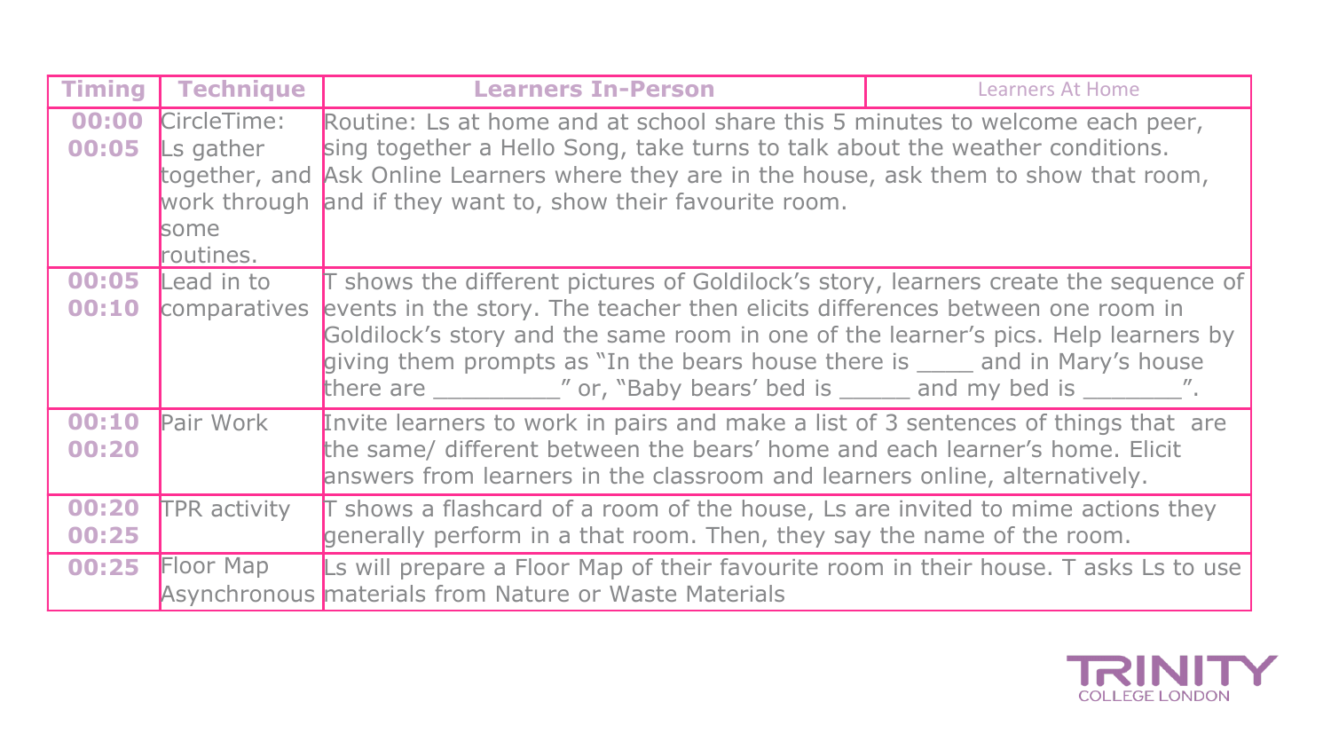| Timing | Technique | Learners In-Person | Learners At Home |
|---|---|---|---|
| 00:00 00:05 | CircleTime: Ls gather together, and work through some routines. | Routine: Ls at home and at school share this 5 minutes to welcome each peer, sing together a Hello Song, take turns to talk about the weather conditions. Ask Online Learners where they are in the house, ask them to show that room, and if they want to, show their favourite room. | |
| 00:05 00:10 | Lead in to comparatives | T shows the different pictures of Goldilock's story, learners create the sequence of events in the story. The teacher then elicits differences between one room in Goldilock's story and the same room in one of the learner's pics. Help learners by giving them prompts as "In the bears house there is ____ and in Mary's house there are _________" or, "Baby bears' bed is _____ and my bed is _______". | |
| 00:10 00:20 | Pair Work | Invite learners to work in pairs and make a list of 3 sentences of things that are the same/ different between the bears' home and each learner's home. Elicit answers from learners in the classroom and learners online, alternatively. | |
| 00:20 00:25 | TPR activity | T shows a flashcard of a room of the house, Ls are invited to mime actions they generally perform in a that room. Then, they say the name of the room. | |
| 00:25 | Floor Map Asynchronous | Ls will prepare a Floor Map of their favourite room in their house. T asks Ls to use materials from Nature or Waste Materials | |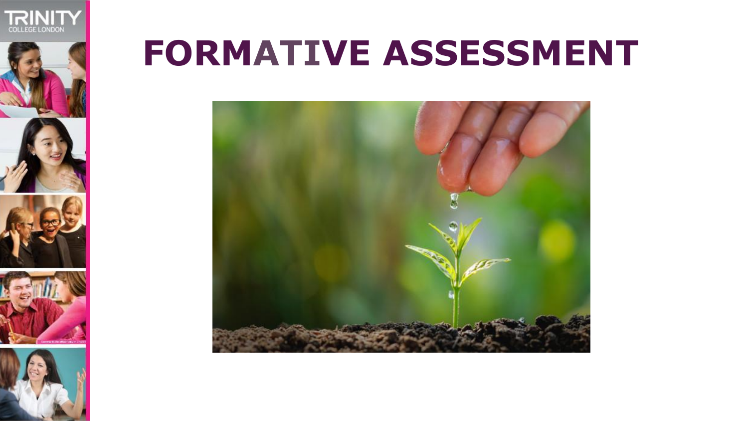# FORMATIVE ASSESSMENT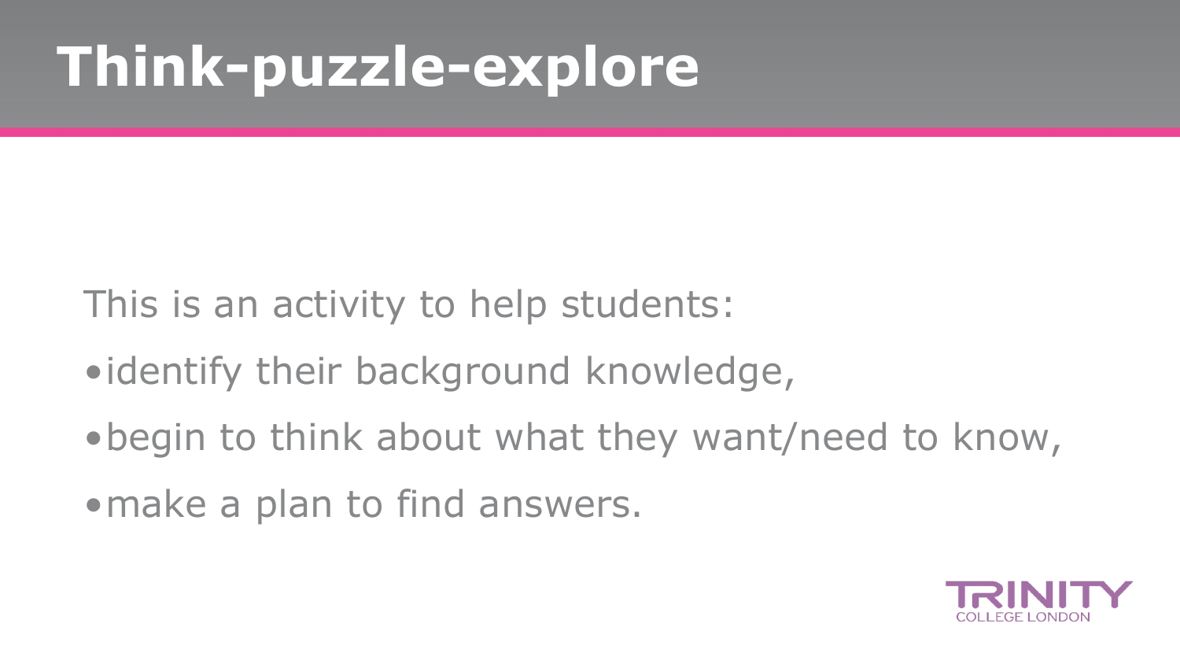# Think-puzzle-explore

This is an activity to help students:

- identify their background knowledge,
- begin to think about what they want/need to know,
- make a plan to find answers.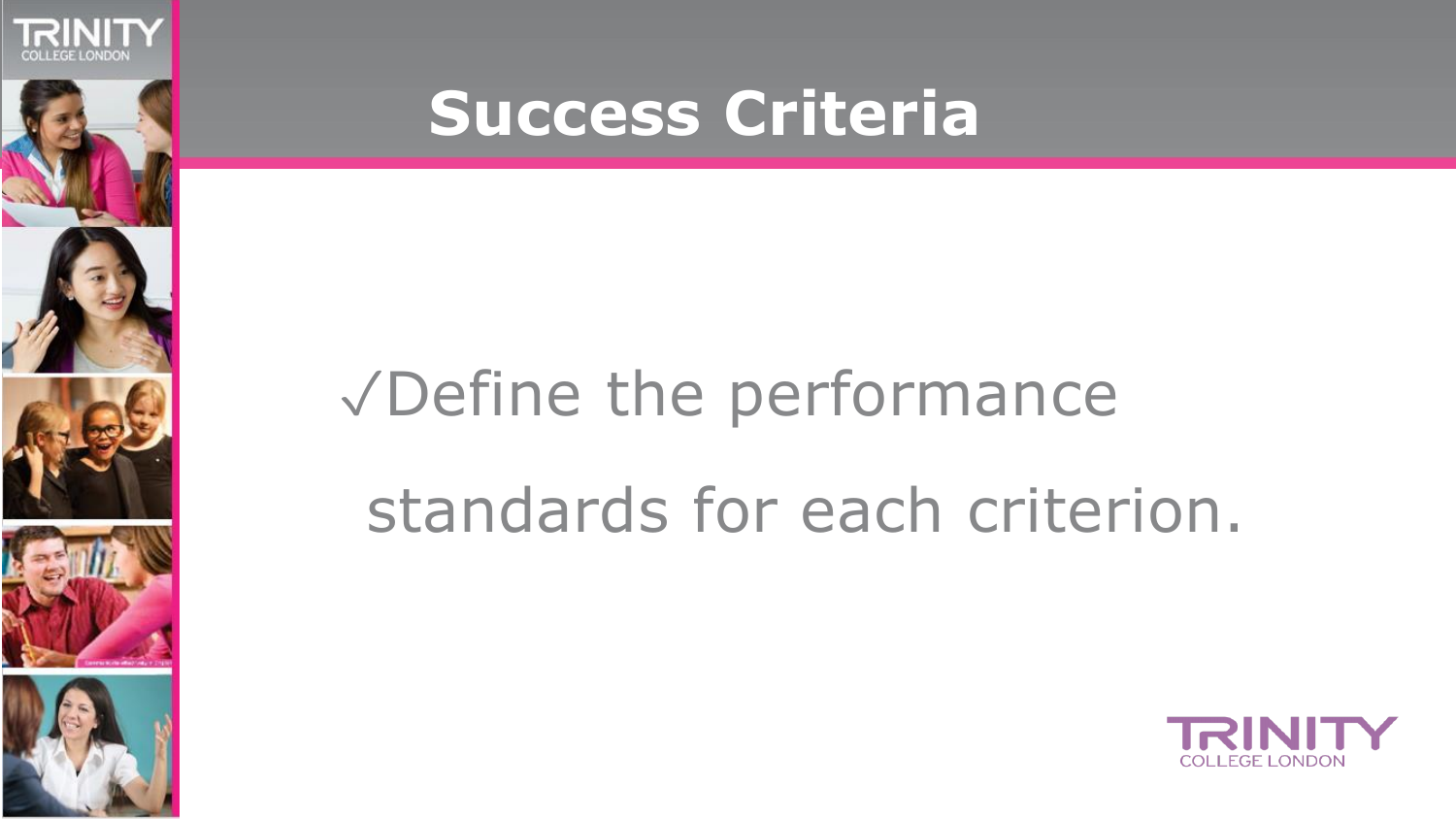# Success Criteria

✓Define the performance standards for each criterion.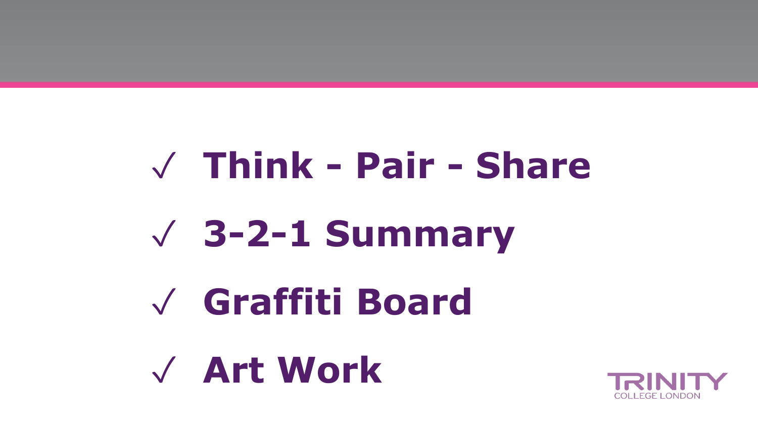- ✓ **Think - Pair - Share**
- ✓ **3-2-1 Summary**
- ✓ **Graffiti Board**
- ✓ **Art Work**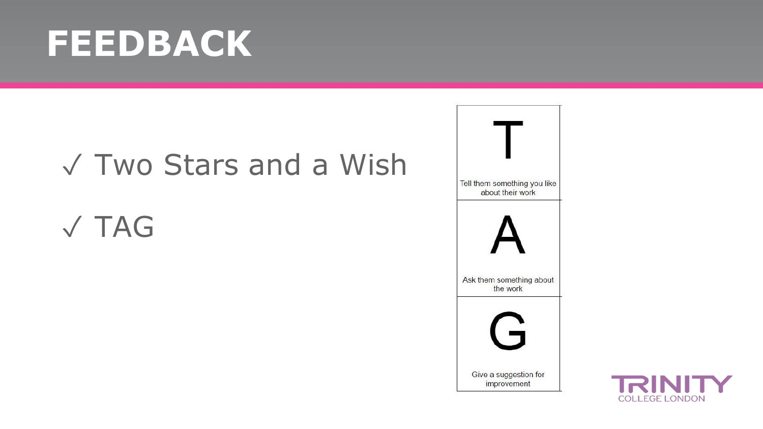# FEEDBACK

- ✓ Two Stars and a Wish
- ✓ TAG

| |
|---|
| **T** Tell them something you like about their work |
| **A** Ask them something about the work |
| **G** Give a suggestion for improvement |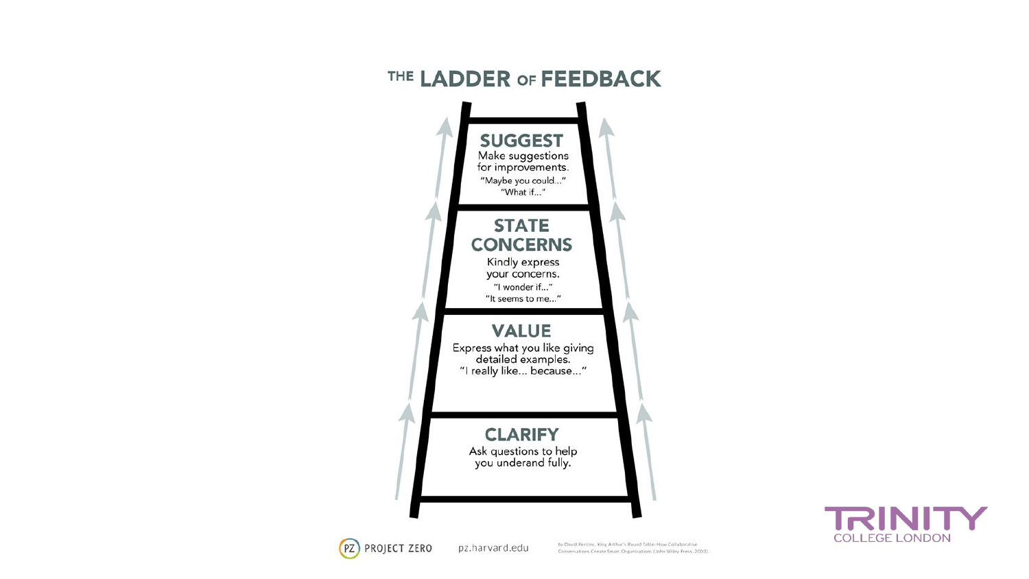# THE LADDER OF FEEDBACK

## SUGGEST

Make suggestions for improvements.

"Maybe you could..."
"What if..."

## STATE CONCERNS

Kindly express your concerns.

"I wonder if..."
"It seems to me..."

## VALUE

Express what you like giving detailed examples.
"I really like... because..."

## CLARIFY

Ask questions to help you underand fully.

PROJECT ZERO pz.harvard.edu

by David Perkins, King Arthur's Round Table: How Collaborative Conversations Create Smart Organizations (John Wiley Press, 2003).

TRINITY COLLEGE LONDON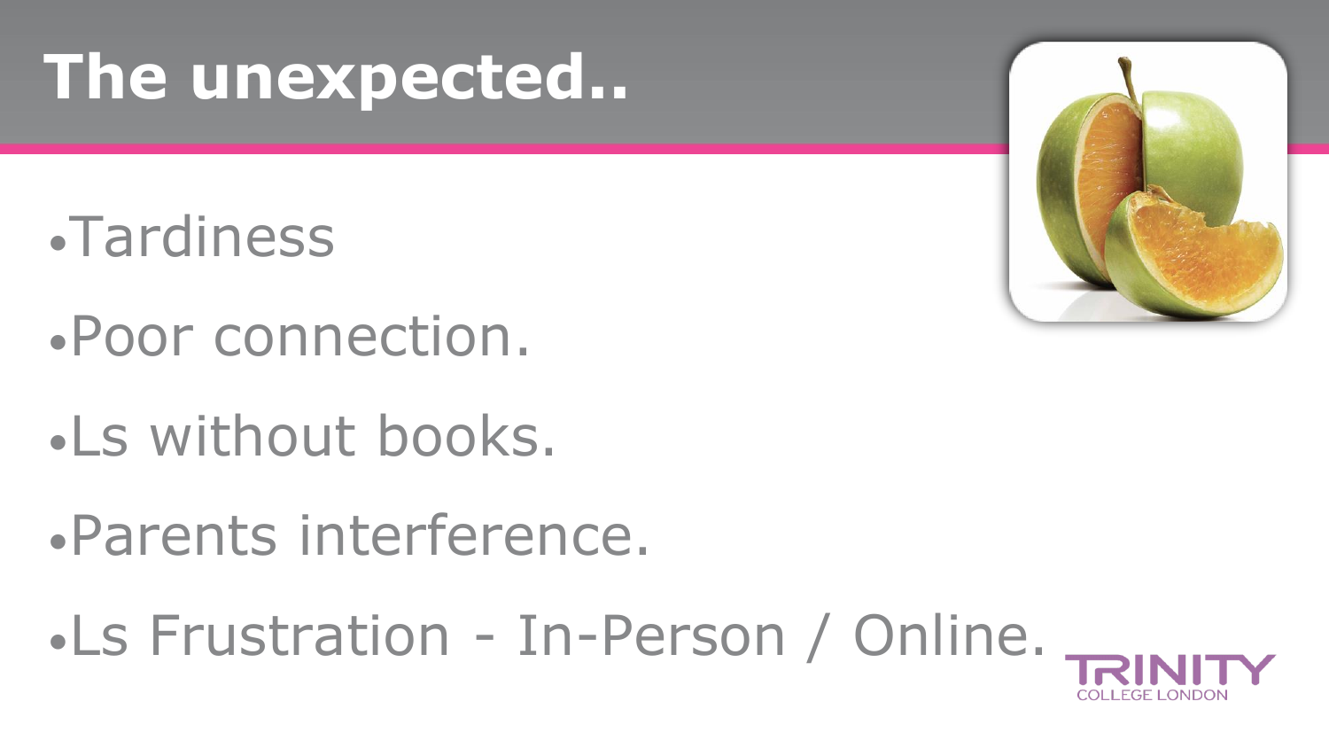# The unexpected..

- Tardiness
- Poor connection.
- Ls without books.
- Parents interference.
- Ls Frustration - In-Person / Online.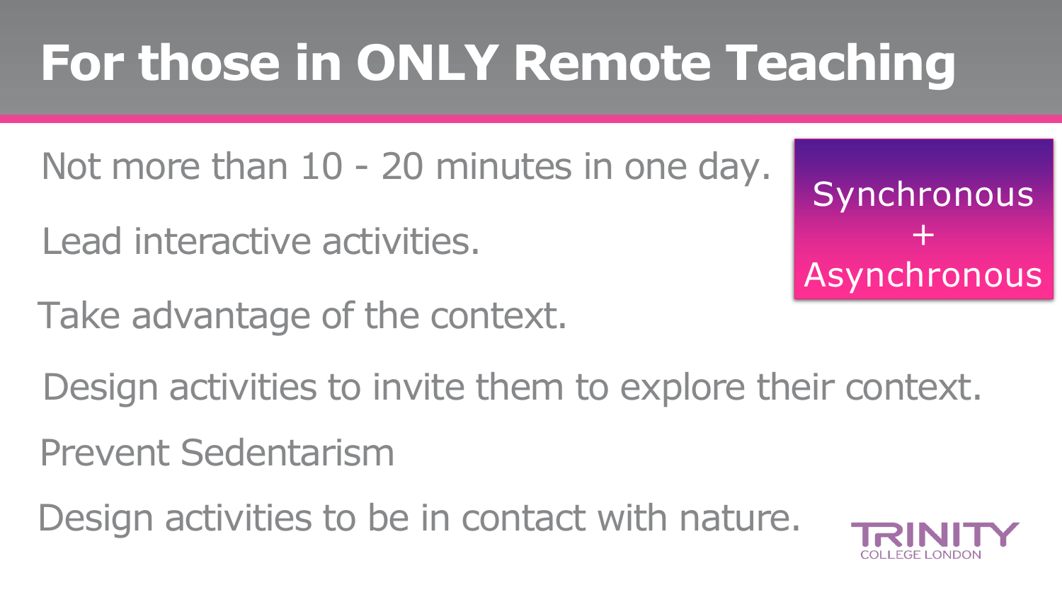# For those in ONLY Remote Teaching

Not more than 10 - 20 minutes in one day.

Lead interactive activities.

Take advantage of the context.

Design activities to invite them to explore their context.

Prevent Sedentarism

Design activities to be in contact with nature.

Synchronous
+
Asynchronous

TRINITY
COLLEGE LONDON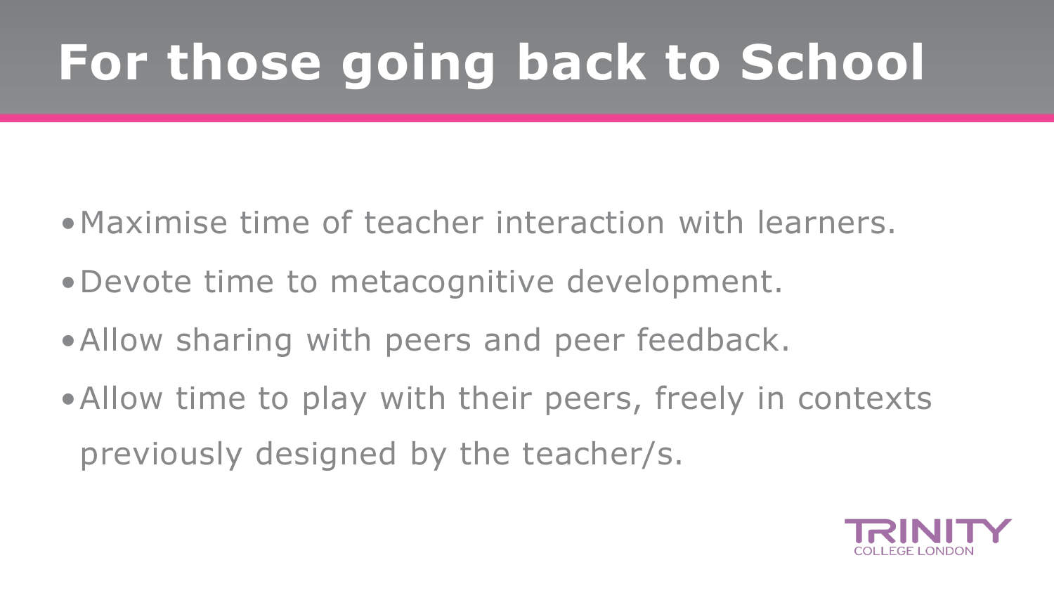# For those going back to School

- Maximise time of teacher interaction with learners.
- Devote time to metacognitive development.
- Allow sharing with peers and peer feedback.
- Allow time to play with their peers, freely in contexts previously designed by the teacher/s.

TRINITY COLLEGE LONDON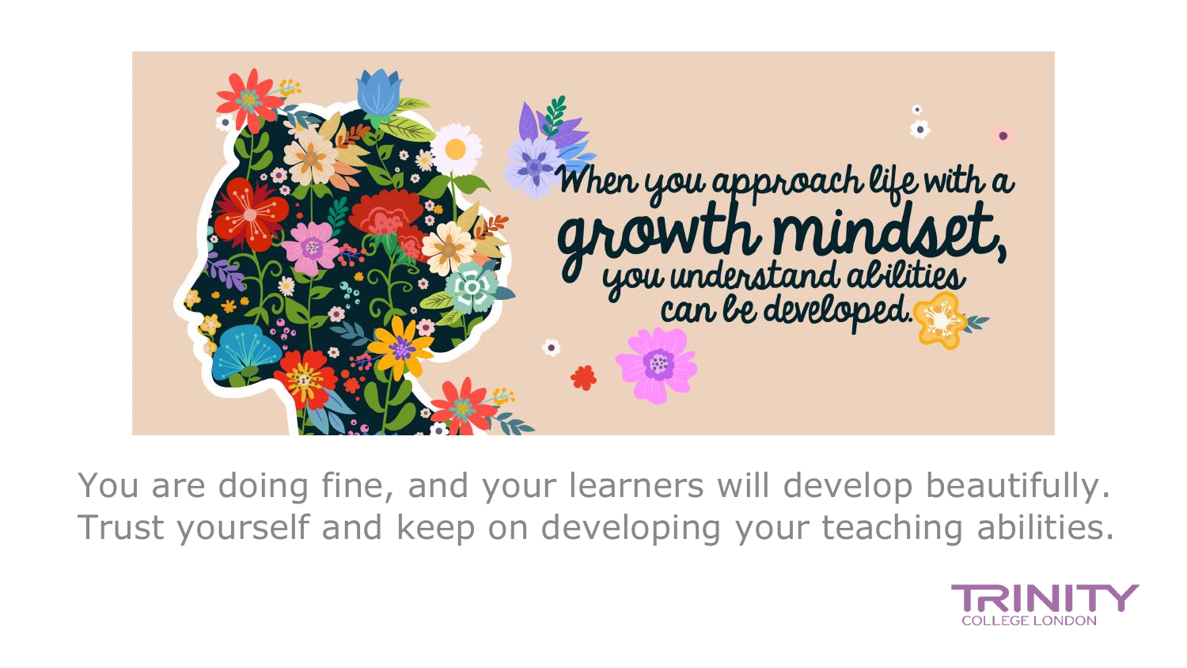When you approach life with a **growth mindset**, you understand abilities can be developed.

You are doing fine, and your learners will develop beautifully. Trust yourself and keep on developing your teaching abilities.

TRINITY COLLEGE LONDON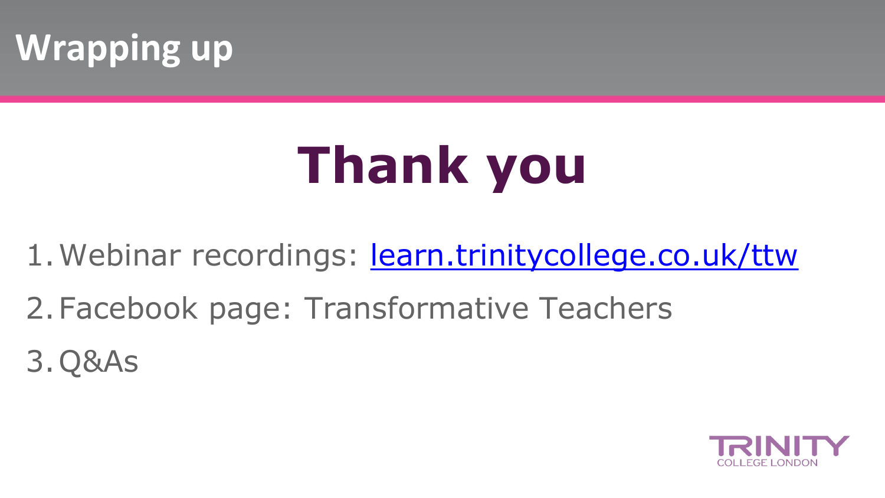# Wrapping up

## Thank you

1. Webinar recordings: [learn.trinitycollege.co.uk/ttw](learn.trinitycollege.co.uk/ttw)
2. Facebook page: Transformative Teachers
3. Q&As

TRINITY COLLEGE LONDON